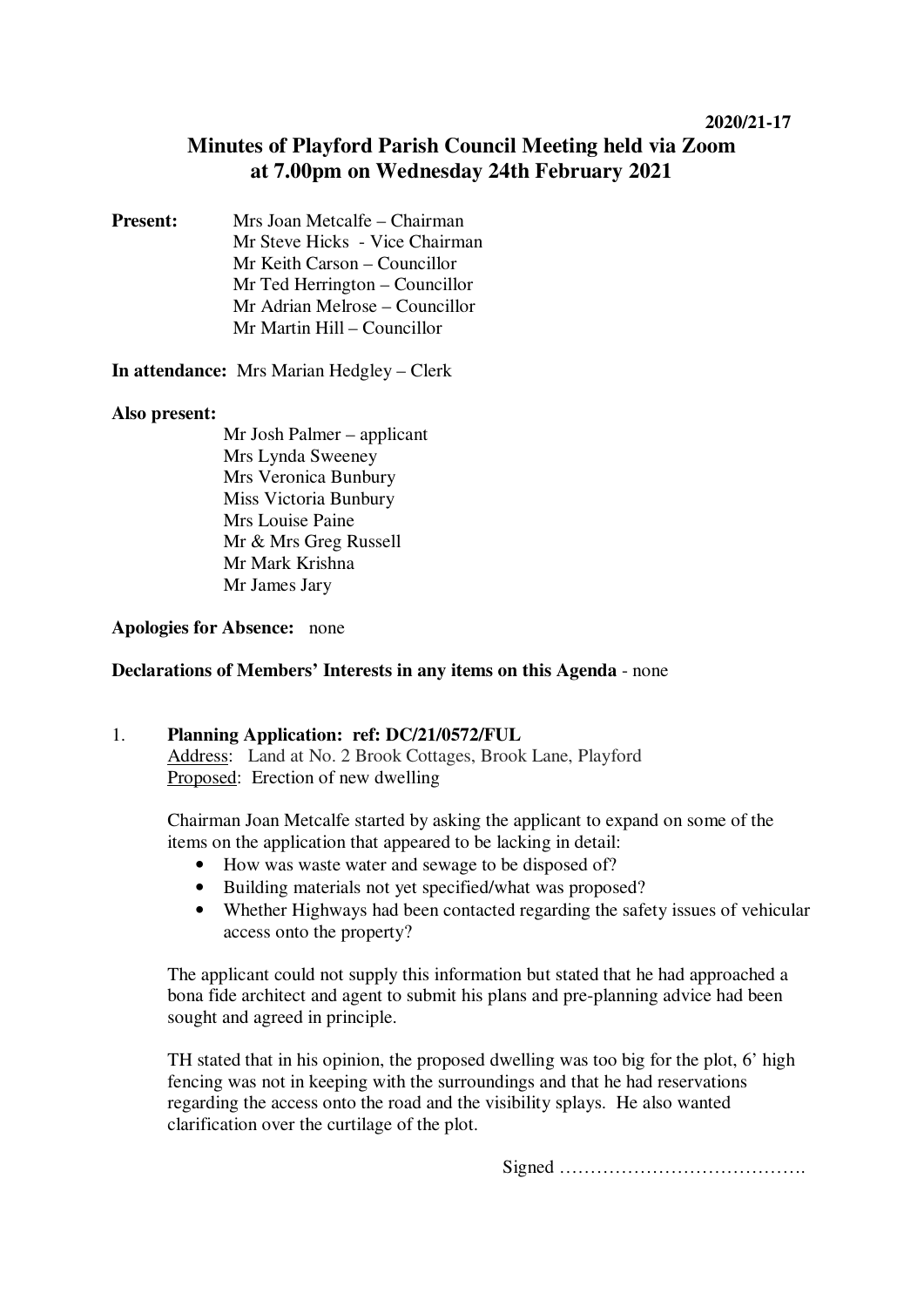2020/21-17

# Minutes of Playford Parish Council Meeting held via Zoom at 7.00pm on Wednesday 24th February 2021

**Present:**
Mrs Joan Metcalfe – Chairman
Mr Steve Hicks - Vice Chairman
Mr Keith Carson – Councillor
Mr Ted Herrington – Councillor
Mr Adrian Melrose – Councillor
Mr Martin Hill – Councillor

**In attendance:** Mrs Marian Hedgley – Clerk

**Also present:**
Mr Josh Palmer – applicant
Mrs Lynda Sweeney
Mrs Veronica Bunbury
Miss Victoria Bunbury
Mrs Louise Paine
Mr & Mrs Greg Russell
Mr Mark Krishna
Mr James Jary

**Apologies for Absence:** none

**Declarations of Members' Interests in any items on this Agenda** - none

1. **Planning Application: ref: DC/21/0572/FUL**
   Address: Land at No. 2 Brook Cottages, Brook Lane, Playford
   Proposed: Erection of new dwelling

   Chairman Joan Metcalfe started by asking the applicant to expand on some of the items on the application that appeared to be lacking in detail:

   - How was waste water and sewage to be disposed of?
   - Building materials not yet specified/what was proposed?
   - Whether Highways had been contacted regarding the safety issues of vehicular access onto the property?

   The applicant could not supply this information but stated that he had approached a bona fide architect and agent to submit his plans and pre-planning advice had been sought and agreed in principle.

   TH stated that in his opinion, the proposed dwelling was too big for the plot, 6' high fencing was not in keeping with the surroundings and that he had reservations regarding the access onto the road and the visibility splays. He also wanted clarification over the curtilage of the plot.

Signed ………………………………….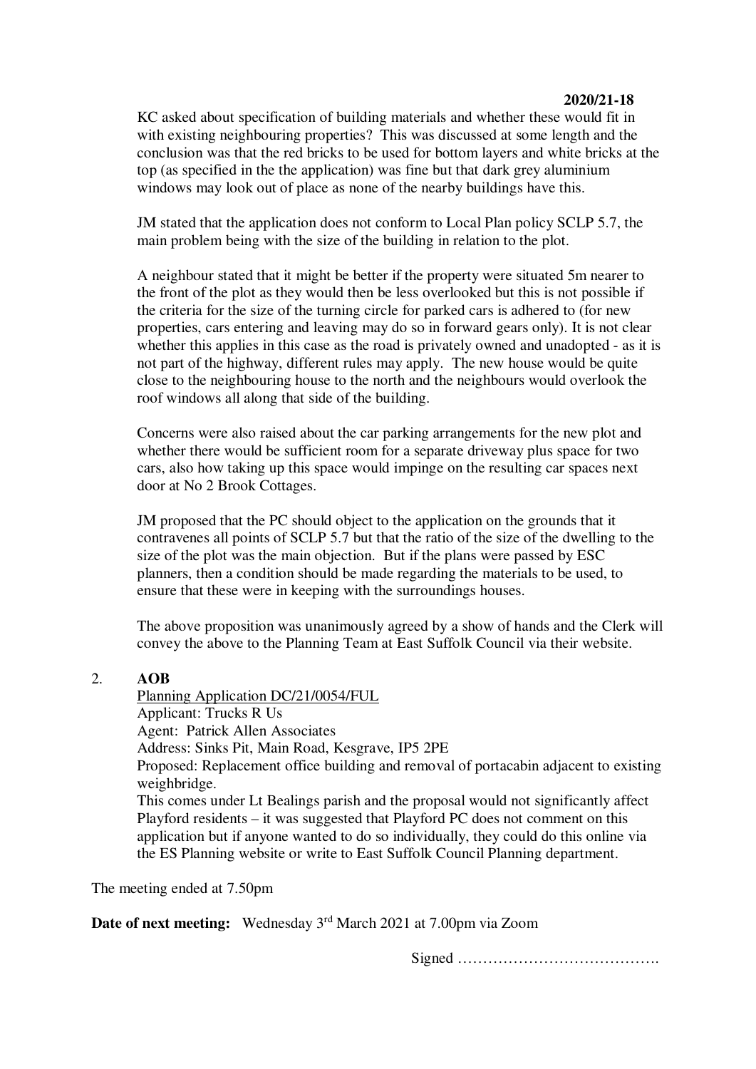**2020/21-18**

KC asked about specification of building materials and whether these would fit in with existing neighbouring properties? This was discussed at some length and the conclusion was that the red bricks to be used for bottom layers and white bricks at the top (as specified in the the application) was fine but that dark grey aluminium windows may look out of place as none of the nearby buildings have this.

JM stated that the application does not conform to Local Plan policy SCLP 5.7, the main problem being with the size of the building in relation to the plot.

A neighbour stated that it might be better if the property were situated 5m nearer to the front of the plot as they would then be less overlooked but this is not possible if the criteria for the size of the turning circle for parked cars is adhered to (for new properties, cars entering and leaving may do so in forward gears only). It is not clear whether this applies in this case as the road is privately owned and unadopted - as it is not part of the highway, different rules may apply. The new house would be quite close to the neighbouring house to the north and the neighbours would overlook the roof windows all along that side of the building.

Concerns were also raised about the car parking arrangements for the new plot and whether there would be sufficient room for a separate driveway plus space for two cars, also how taking up this space would impinge on the resulting car spaces next door at No 2 Brook Cottages.

JM proposed that the PC should object to the application on the grounds that it contravenes all points of SCLP 5.7 but that the ratio of the size of the dwelling to the size of the plot was the main objection. But if the plans were passed by ESC planners, then a condition should be made regarding the materials to be used, to ensure that these were in keeping with the surroundings houses.

The above proposition was unanimously agreed by a show of hands and the Clerk will convey the above to the Planning Team at East Suffolk Council via their website.

2. **AOB**

Planning Application DC/21/0054/FUL
Applicant: Trucks R Us
Agent: Patrick Allen Associates
Address: Sinks Pit, Main Road, Kesgrave, IP5 2PE
Proposed: Replacement office building and removal of portacabin adjacent to existing weighbridge.
This comes under Lt Bealings parish and the proposal would not significantly affect Playford residents – it was suggested that Playford PC does not comment on this application but if anyone wanted to do so individually, they could do this online via the ES Planning website or write to East Suffolk Council Planning department.

The meeting ended at 7.50pm

**Date of next meeting:** Wednesday 3rd March 2021 at 7.00pm via Zoom

Signed ………………………………….